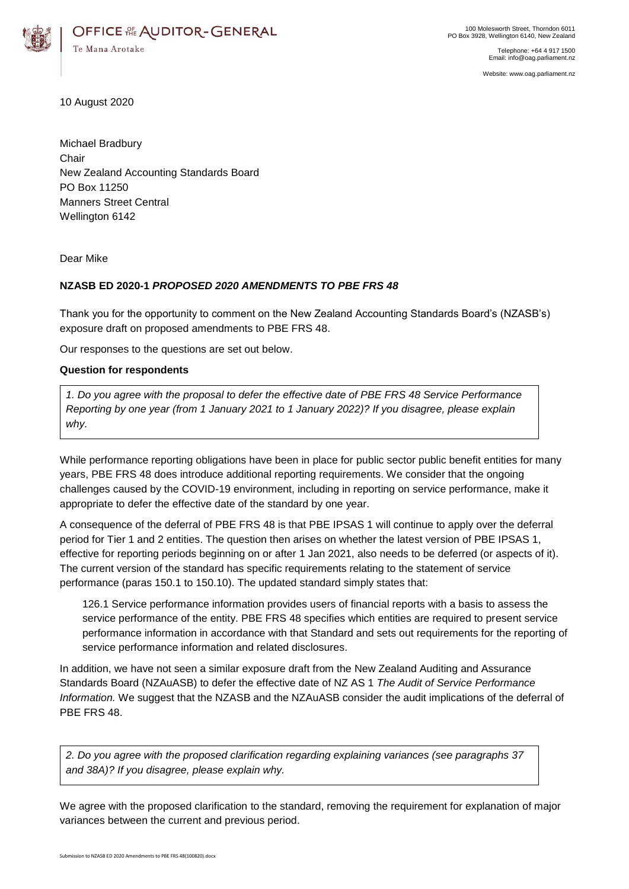OFFICE OF THE AUDITOR-GENERAL

Te Mana Arotake

100 Molesworth Street, Thorndon 6011
PO Box 3928, Wellington 6140, New Zealand

Telephone: +64 4 917 1500
Email: info@oag.parliament.nz

Website: www.oag.parliament.nz

10 August 2020

Michael Bradbury
Chair
New Zealand Accounting Standards Board
PO Box 11250
Manners Street Central
Wellington 6142

Dear Mike

**NZASB ED 2020-1 *PROPOSED 2020 AMENDMENTS TO PBE FRS 48***

Thank you for the opportunity to comment on the New Zealand Accounting Standards Board's (NZASB's) exposure draft on proposed amendments to PBE FRS 48.

Our responses to the questions are set out below.

**Question for respondents**

*1. Do you agree with the proposal to defer the effective date of PBE FRS 48 Service Performance Reporting by one year (from 1 January 2021 to 1 January 2022)? If you disagree, please explain why.*

While performance reporting obligations have been in place for public sector public benefit entities for many years, PBE FRS 48 does introduce additional reporting requirements. We consider that the ongoing challenges caused by the COVID-19 environment, including in reporting on service performance, make it appropriate to defer the effective date of the standard by one year.

A consequence of the deferral of PBE FRS 48 is that PBE IPSAS 1 will continue to apply over the deferral period for Tier 1 and 2 entities. The question then arises on whether the latest version of PBE IPSAS 1, effective for reporting periods beginning on or after 1 Jan 2021, also needs to be deferred (or aspects of it). The current version of the standard has specific requirements relating to the statement of service performance (paras 150.1 to 150.10). The updated standard simply states that:

> 126.1 Service performance information provides users of financial reports with a basis to assess the service performance of the entity. PBE FRS 48 specifies which entities are required to present service performance information in accordance with that Standard and sets out requirements for the reporting of service performance information and related disclosures.

In addition, we have not seen a similar exposure draft from the New Zealand Auditing and Assurance Standards Board (NZAuASB) to defer the effective date of NZ AS 1 *The Audit of Service Performance Information.* We suggest that the NZASB and the NZAuASB consider the audit implications of the deferral of PBE FRS 48.

*2. Do you agree with the proposed clarification regarding explaining variances (see paragraphs 37 and 38A)? If you disagree, please explain why.*

We agree with the proposed clarification to the standard, removing the requirement for explanation of major variances between the current and previous period.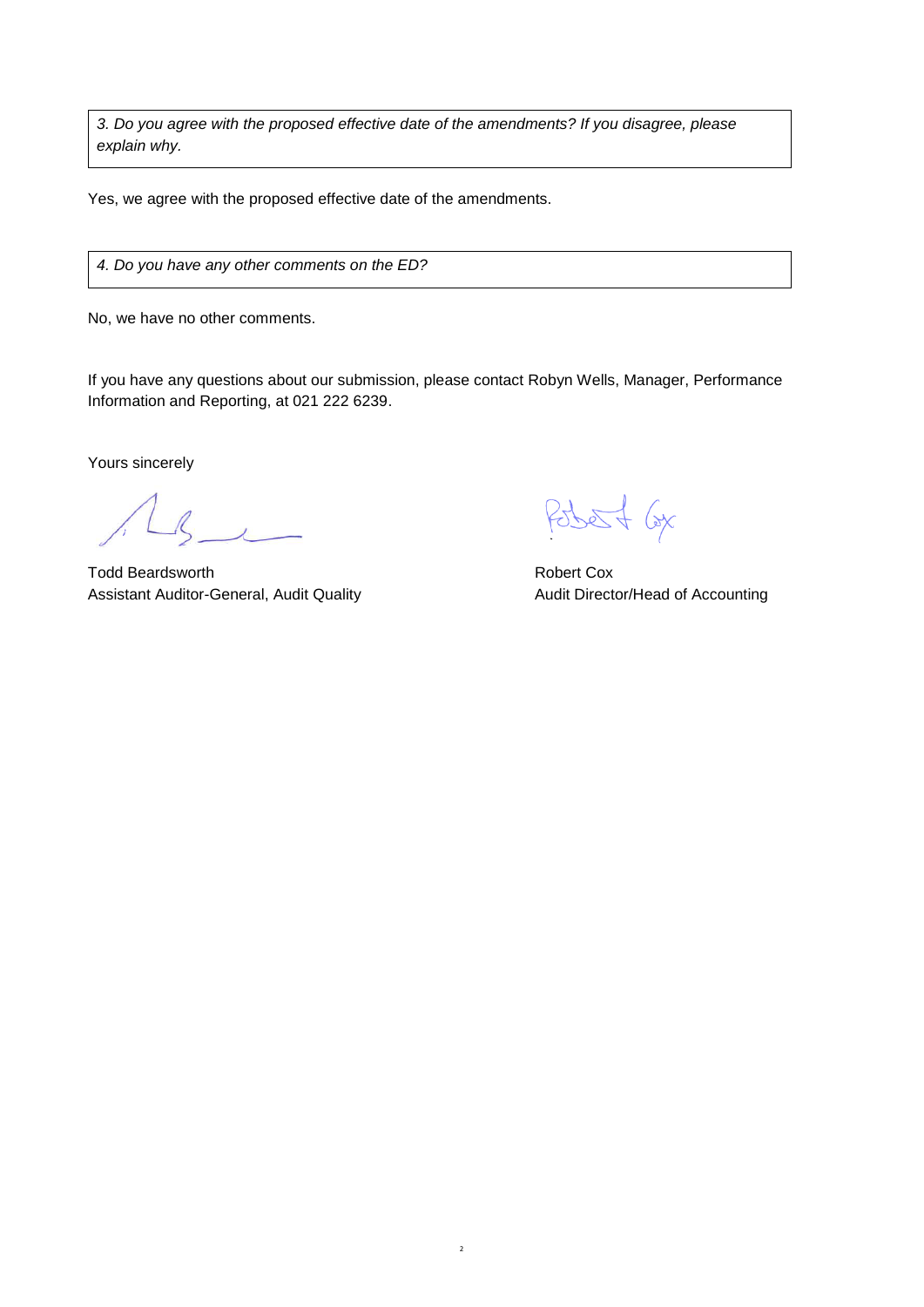*3. Do you agree with the proposed effective date of the amendments? If you disagree, please explain why.*

Yes, we agree with the proposed effective date of the amendments.

*4. Do you have any other comments on the ED?*

No, we have no other comments.

If you have any questions about our submission, please contact Robyn Wells, Manager, Performance Information and Reporting, at 021 222 6239.

Yours sincerely

Todd Beardsworth
Assistant Auditor-General, Audit Quality

Robert Cox
Audit Director/Head of Accounting